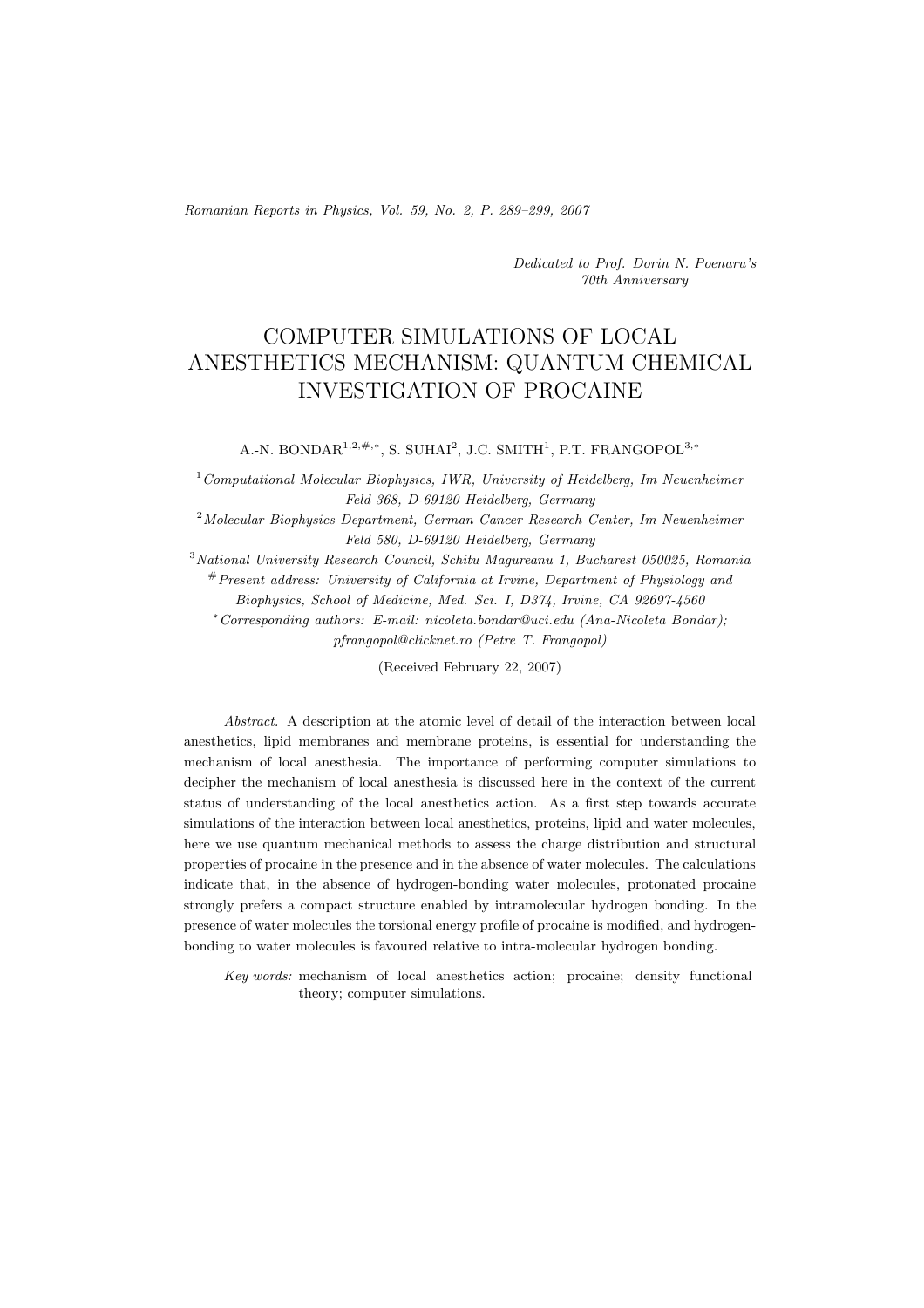*Dedicated to Prof. Dorin N. Poenaru's 70th Anniversary*

# COMPUTER SIMULATIONS OF LOCAL ANESTHETICS MECHANISM: QUANTUM CHEMICAL INVESTIGATION OF PROCAINE

A.-N. BONDAR[1,2,#,*], S. SUHAI[2], J.C. SMITH[1], P.T. FRANGOPOL[3,*]

[1] *Computational Molecular Biophysics, IWR, University of Heidelberg, Im Neuenheimer Feld 368, D-69120 Heidelberg, Germany*

[2] *Molecular Biophysics Department, German Cancer Research Center, Im Neuenheimer Feld 580, D-69120 Heidelberg, Germany*

[3] *National University Research Council, Schitu Magureanu 1, Bucharest 050025, Romania*

[#] *Present address: University of California at Irvine, Department of Physiology and Biophysics, School of Medicine, Med. Sci. I, D374, Irvine, CA 92697-4560*

[*] *Corresponding authors: E-mail: nicoleta.bondar@uci.edu (Ana-Nicoleta Bondar); pfrangopol@clicknet.ro (Petre T. Frangopol)*

(Received February 22, 2007)

*Abstract.* A description at the atomic level of detail of the interaction between local anesthetics, lipid membranes and membrane proteins, is essential for understanding the mechanism of local anesthesia. The importance of performing computer simulations to decipher the mechanism of local anesthesia is discussed here in the context of the current status of understanding of the local anesthetics action. As a first step towards accurate simulations of the interaction between local anesthetics, proteins, lipid and water molecules, here we use quantum mechanical methods to assess the charge distribution and structural properties of procaine in the presence and in the absence of water molecules. The calculations indicate that, in the absence of hydrogen-bonding water molecules, protonated procaine strongly prefers a compact structure enabled by intramolecular hydrogen bonding. In the presence of water molecules the torsional energy profile of procaine is modified, and hydrogen-bonding to water molecules is favoured relative to intra-molecular hydrogen bonding.

*Key words:* mechanism of local anesthetics action; procaine; density functional theory; computer simulations.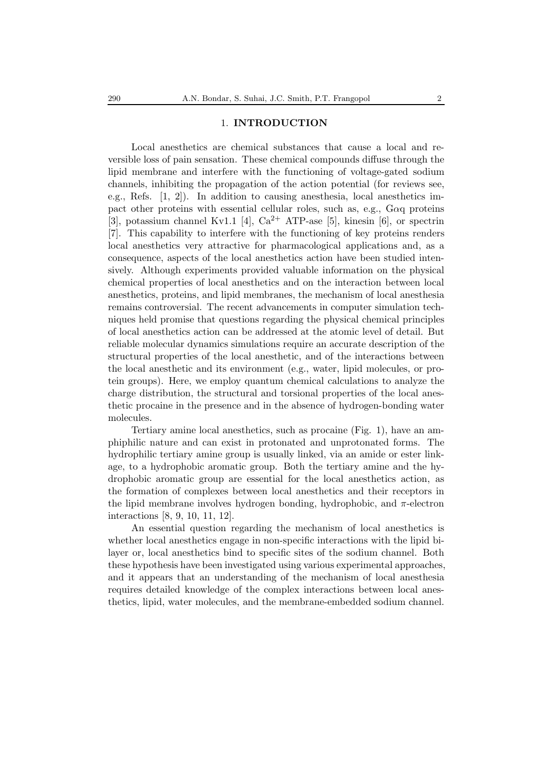## 1. **INTRODUCTION**

Local anesthetics are chemical substances that cause a local and reversible loss of pain sensation. These chemical compounds diffuse through the lipid membrane and interfere with the functioning of voltage-gated sodium channels, inhibiting the propagation of the action potential (for reviews see, e.g., Refs. [1, 2]). In addition to causing anesthesia, local anesthetics impact other proteins with essential cellular roles, such as, e.g., G$\alpha$q proteins [3], potassium channel Kv1.1 [4], $Ca^{2+}$ ATP-ase [5], kinesin [6], or spectrin [7]. This capability to interfere with the functioning of key proteins renders local anesthetics very attractive for pharmacological applications and, as a consequence, aspects of the local anesthetics action have been studied intensively. Although experiments provided valuable information on the physical chemical properties of local anesthetics and on the interaction between local anesthetics, proteins, and lipid membranes, the mechanism of local anesthesia remains controversial. The recent advancements in computer simulation techniques held promise that questions regarding the physical chemical principles of local anesthetics action can be addressed at the atomic level of detail. But reliable molecular dynamics simulations require an accurate description of the structural properties of the local anesthetic, and of the interactions between the local anesthetic and its environment (e.g., water, lipid molecules, or protein groups). Here, we employ quantum chemical calculations to analyze the charge distribution, the structural and torsional properties of the local anesthetic procaine in the presence and in the absence of hydrogen-bonding water molecules.

Tertiary amine local anesthetics, such as procaine (Fig. 1), have an amphiphilic nature and can exist in protonated and unprotonated forms. The hydrophilic tertiary amine group is usually linked, via an amide or ester linkage, to a hydrophobic aromatic group. Both the tertiary amine and the hydrophobic aromatic group are essential for the local anesthetics action, as the formation of complexes between local anesthetics and their receptors in the lipid membrane involves hydrogen bonding, hydrophobic, and $\pi$-electron interactions [8, 9, 10, 11, 12].

An essential question regarding the mechanism of local anesthetics is whether local anesthetics engage in non-specific interactions with the lipid bilayer or, local anesthetics bind to specific sites of the sodium channel. Both these hypothesis have been investigated using various experimental approaches, and it appears that an understanding of the mechanism of local anesthesia requires detailed knowledge of the complex interactions between local anesthetics, lipid, water molecules, and the membrane-embedded sodium channel.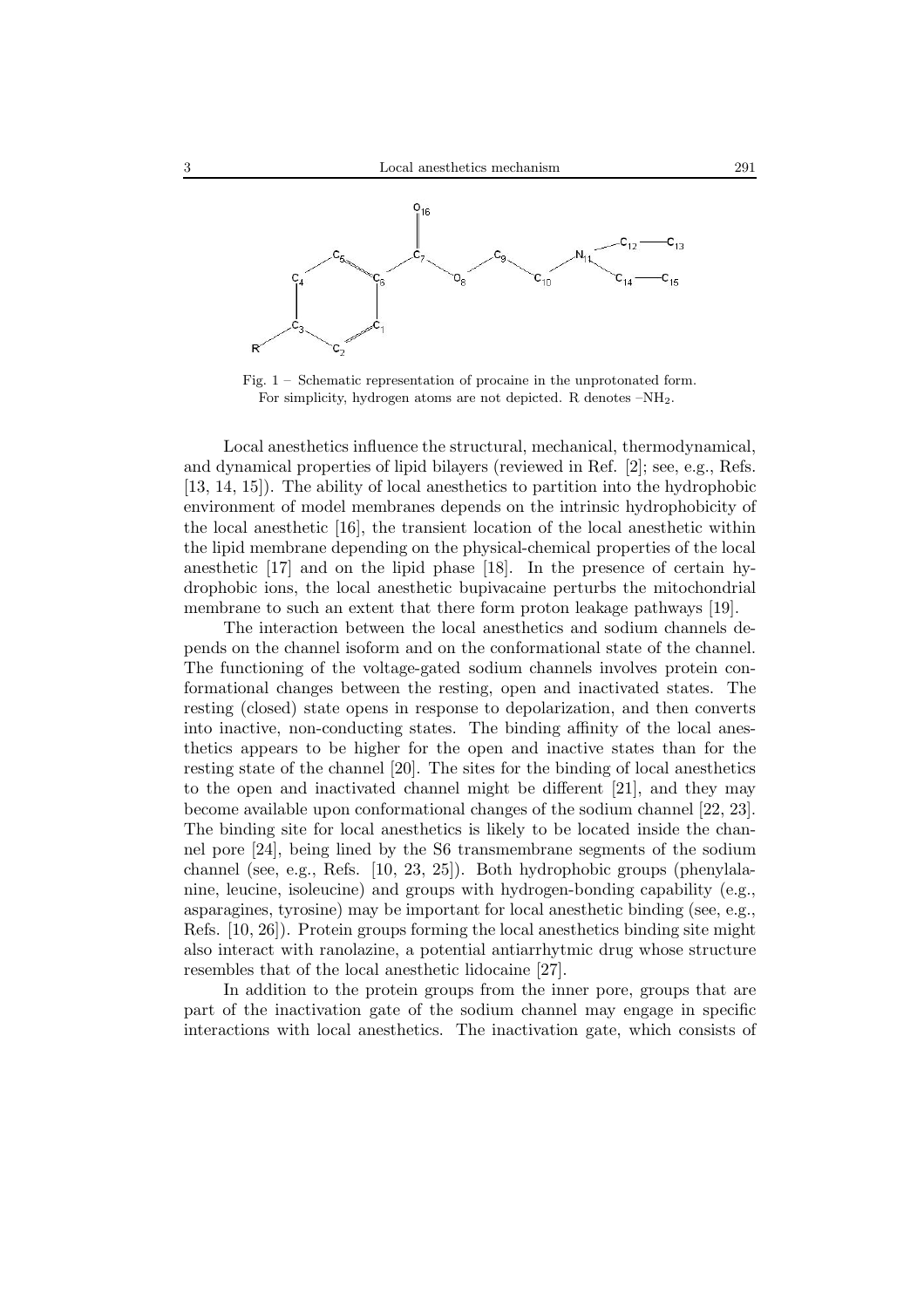Fig. 1 – Schematic representation of procaine in the unprotonated form. For simplicity, hydrogen atoms are not depicted. R denotes $-NH_2$.

Local anesthetics influence the structural, mechanical, thermodynamical, and dynamical properties of lipid bilayers (reviewed in Ref. [2]; see, e.g., Refs. [13, 14, 15]). The ability of local anesthetics to partition into the hydrophobic environment of model membranes depends on the intrinsic hydrophobicity of the local anesthetic [16], the transient location of the local anesthetic within the lipid membrane depending on the physical-chemical properties of the local anesthetic [17] and on the lipid phase [18]. In the presence of certain hydrophobic ions, the local anesthetic bupivacaine perturbs the mitochondrial membrane to such an extent that there form proton leakage pathways [19].

The interaction between the local anesthetics and sodium channels depends on the channel isoform and on the conformational state of the channel. The functioning of the voltage-gated sodium channels involves protein conformational changes between the resting, open and inactivated states. The resting (closed) state opens in response to depolarization, and then converts into inactive, non-conducting states. The binding affinity of the local anesthetics appears to be higher for the open and inactive states than for the resting state of the channel [20]. The sites for the binding of local anesthetics to the open and inactivated channel might be different [21], and they may become available upon conformational changes of the sodium channel [22, 23]. The binding site for local anesthetics is likely to be located inside the channel pore [24], being lined by the S6 transmembrane segments of the sodium channel (see, e.g., Refs. [10, 23, 25]). Both hydrophobic groups (phenylalanine, leucine, isoleucine) and groups with hydrogen-bonding capability (e.g., asparagines, tyrosine) may be important for local anesthetic binding (see, e.g., Refs. [10, 26]). Protein groups forming the local anesthetics binding site might also interact with ranolazine, a potential antiarrhytmic drug whose structure resembles that of the local anesthetic lidocaine [27].

In addition to the protein groups from the inner pore, groups that are part of the inactivation gate of the sodium channel may engage in specific interactions with local anesthetics. The inactivation gate, which consists of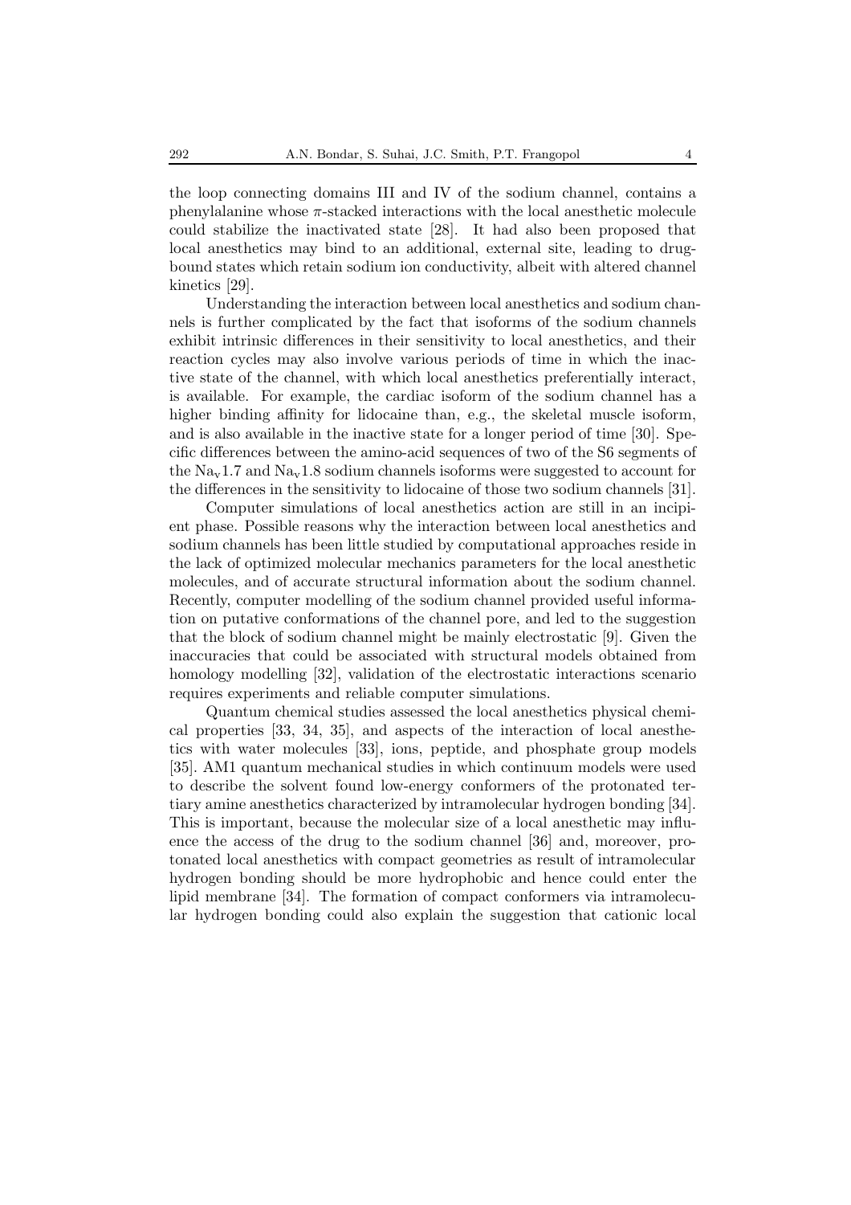the loop connecting domains III and IV of the sodium channel, contains a phenylalanine whose $\pi$-stacked interactions with the local anesthetic molecule could stabilize the inactivated state [28]. It had also been proposed that local anesthetics may bind to an additional, external site, leading to drug-bound states which retain sodium ion conductivity, albeit with altered channel kinetics [29].

Understanding the interaction between local anesthetics and sodium channels is further complicated by the fact that isoforms of the sodium channels exhibit intrinsic differences in their sensitivity to local anesthetics, and their reaction cycles may also involve various periods of time in which the inactive state of the channel, with which local anesthetics preferentially interact, is available. For example, the cardiac isoform of the sodium channel has a higher binding affinity for lidocaine than, e.g., the skeletal muscle isoform, and is also available in the inactive state for a longer period of time [30]. Specific differences between the amino-acid sequences of two of the S6 segments of the $Na_v1.7$ and $Na_v1.8$ sodium channels isoforms were suggested to account for the differences in the sensitivity to lidocaine of those two sodium channels [31].

Computer simulations of local anesthetics action are still in an incipient phase. Possible reasons why the interaction between local anesthetics and sodium channels has been little studied by computational approaches reside in the lack of optimized molecular mechanics parameters for the local anesthetic molecules, and of accurate structural information about the sodium channel. Recently, computer modelling of the sodium channel provided useful information on putative conformations of the channel pore, and led to the suggestion that the block of sodium channel might be mainly electrostatic [9]. Given the inaccuracies that could be associated with structural models obtained from homology modelling [32], validation of the electrostatic interactions scenario requires experiments and reliable computer simulations.

Quantum chemical studies assessed the local anesthetics physical chemical properties [33, 34, 35], and aspects of the interaction of local anesthetics with water molecules [33], ions, peptide, and phosphate group models [35]. AM1 quantum mechanical studies in which continuum models were used to describe the solvent found low-energy conformers of the protonated tertiary amine anesthetics characterized by intramolecular hydrogen bonding [34]. This is important, because the molecular size of a local anesthetic may influence the access of the drug to the sodium channel [36] and, moreover, protonated local anesthetics with compact geometries as result of intramolecular hydrogen bonding should be more hydrophobic and hence could enter the lipid membrane [34]. The formation of compact conformers via intramolecular hydrogen bonding could also explain the suggestion that cationic local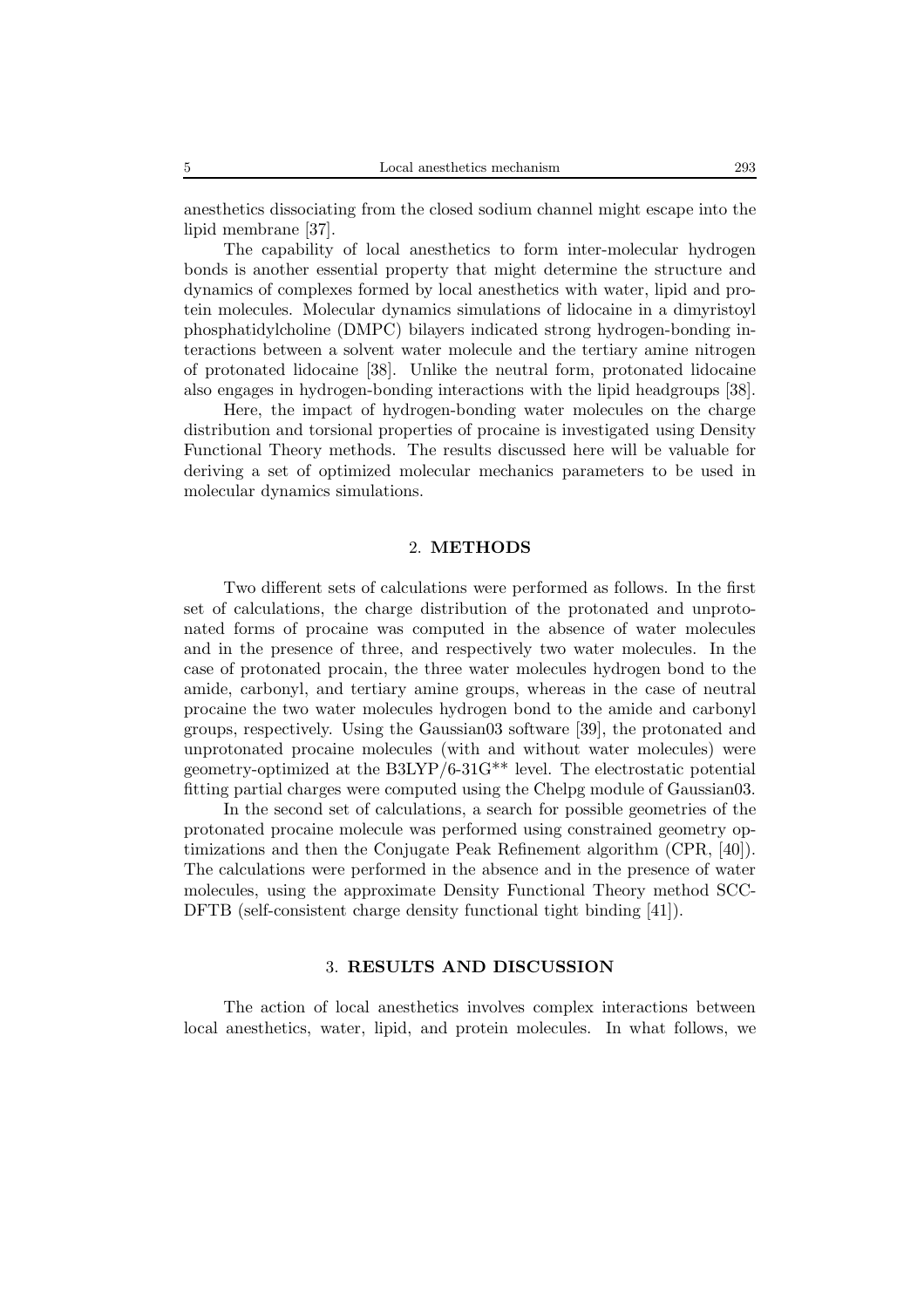anesthetics dissociating from the closed sodium channel might escape into the lipid membrane [37].

The capability of local anesthetics to form inter-molecular hydrogen bonds is another essential property that might determine the structure and dynamics of complexes formed by local anesthetics with water, lipid and protein molecules. Molecular dynamics simulations of lidocaine in a dimyristoyl phosphatidylcholine (DMPC) bilayers indicated strong hydrogen-bonding interactions between a solvent water molecule and the tertiary amine nitrogen of protonated lidocaine [38]. Unlike the neutral form, protonated lidocaine also engages in hydrogen-bonding interactions with the lipid headgroups [38].

Here, the impact of hydrogen-bonding water molecules on the charge distribution and torsional properties of procaine is investigated using Density Functional Theory methods. The results discussed here will be valuable for deriving a set of optimized molecular mechanics parameters to be used in molecular dynamics simulations.

## 2. METHODS

Two different sets of calculations were performed as follows. In the first set of calculations, the charge distribution of the protonated and unprotonated forms of procaine was computed in the absence of water molecules and in the presence of three, and respectively two water molecules. In the case of protonated procain, the three water molecules hydrogen bond to the amide, carbonyl, and tertiary amine groups, whereas in the case of neutral procaine the two water molecules hydrogen bond to the amide and carbonyl groups, respectively. Using the Gaussian03 software [39], the protonated and unprotonated procaine molecules (with and without water molecules) were geometry-optimized at the B3LYP/6-31G** level. The electrostatic potential fitting partial charges were computed using the Chelpg module of Gaussian03.

In the second set of calculations, a search for possible geometries of the protonated procaine molecule was performed using constrained geometry optimizations and then the Conjugate Peak Refinement algorithm (CPR, [40]). The calculations were performed in the absence and in the presence of water molecules, using the approximate Density Functional Theory method SCC-DFTB (self-consistent charge density functional tight binding [41]).

## 3. RESULTS AND DISCUSSION

The action of local anesthetics involves complex interactions between local anesthetics, water, lipid, and protein molecules. In what follows, we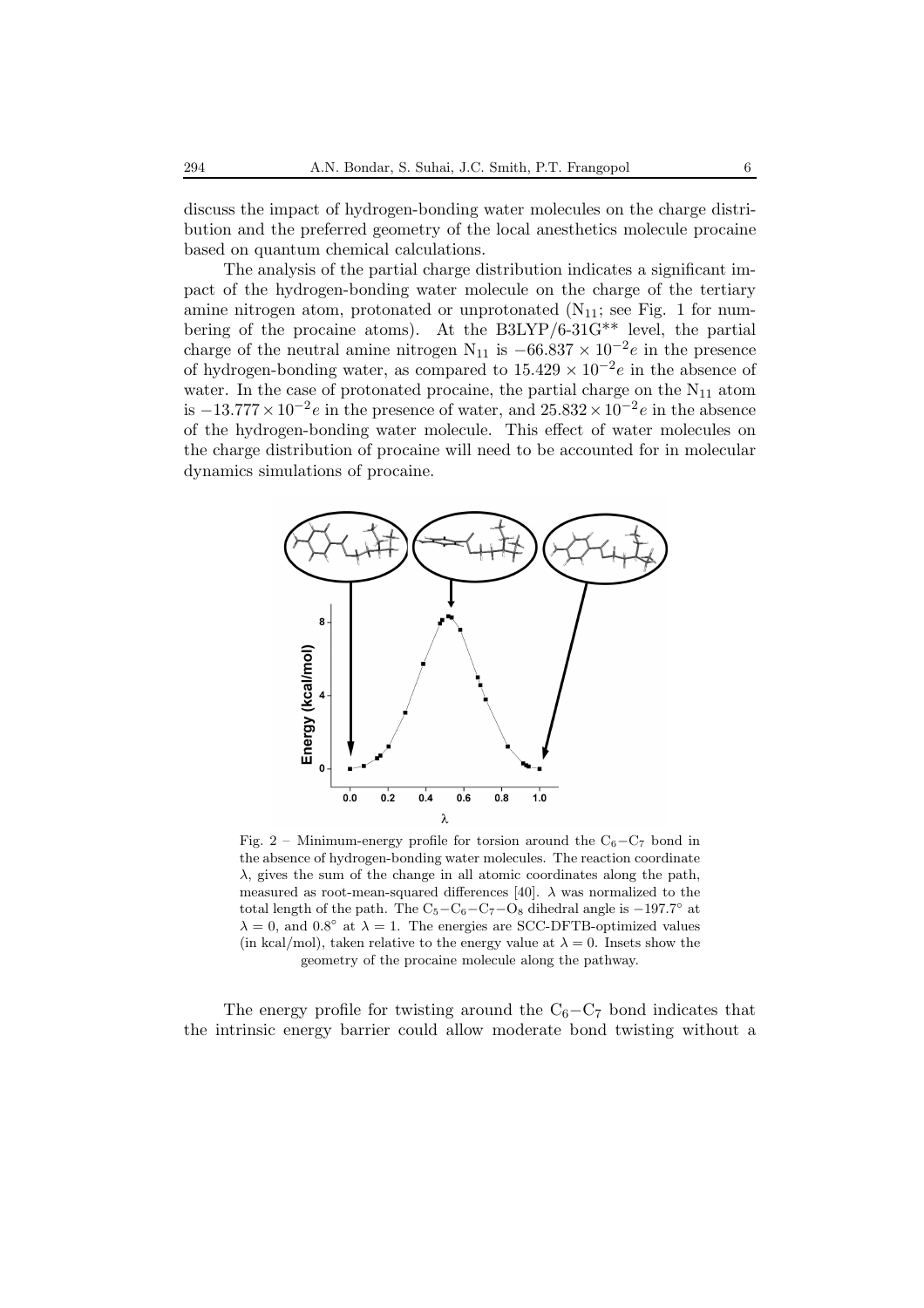discuss the impact of hydrogen-bonding water molecules on the charge distribution and the preferred geometry of the local anesthetics molecule procaine based on quantum chemical calculations.

The analysis of the partial charge distribution indicates a significant impact of the hydrogen-bonding water molecule on the charge of the tertiary amine nitrogen atom, protonated or unprotonated ($N_{11}$; see Fig. 1 for numbering of the procaine atoms). At the B3LYP/6-31G** level, the partial charge of the neutral amine nitrogen $N_{11}$ is $-66.837 \times 10^{-2}e$ in the presence of hydrogen-bonding water, as compared to $15.429 \times 10^{-2}e$ in the absence of water. In the case of protonated procaine, the partial charge on the $N_{11}$ atom is $-13.777 \times 10^{-2}e$ in the presence of water, and $25.832 \times 10^{-2}e$ in the absence of the hydrogen-bonding water molecule. This effect of water molecules on the charge distribution of procaine will need to be accounted for in molecular dynamics simulations of procaine.

Fig. 2 – Minimum-energy profile for torsion around the $C_6{-}C_7$ bond in the absence of hydrogen-bonding water molecules. The reaction coordinate $\lambda$, gives the sum of the change in all atomic coordinates along the path, measured as root-mean-squared differences [40]. $\lambda$ was normalized to the total length of the path. The $C_5{-}C_6{-}C_7{-}O_8$ dihedral angle is $-197.7^\circ$ at $\lambda = 0$, and $0.8^\circ$ at $\lambda = 1$. The energies are SCC-DFTB-optimized values (in kcal/mol), taken relative to the energy value at $\lambda = 0$. Insets show the geometry of the procaine molecule along the pathway.

The energy profile for twisting around the $C_6{-}C_7$ bond indicates that the intrinsic energy barrier could allow moderate bond twisting without a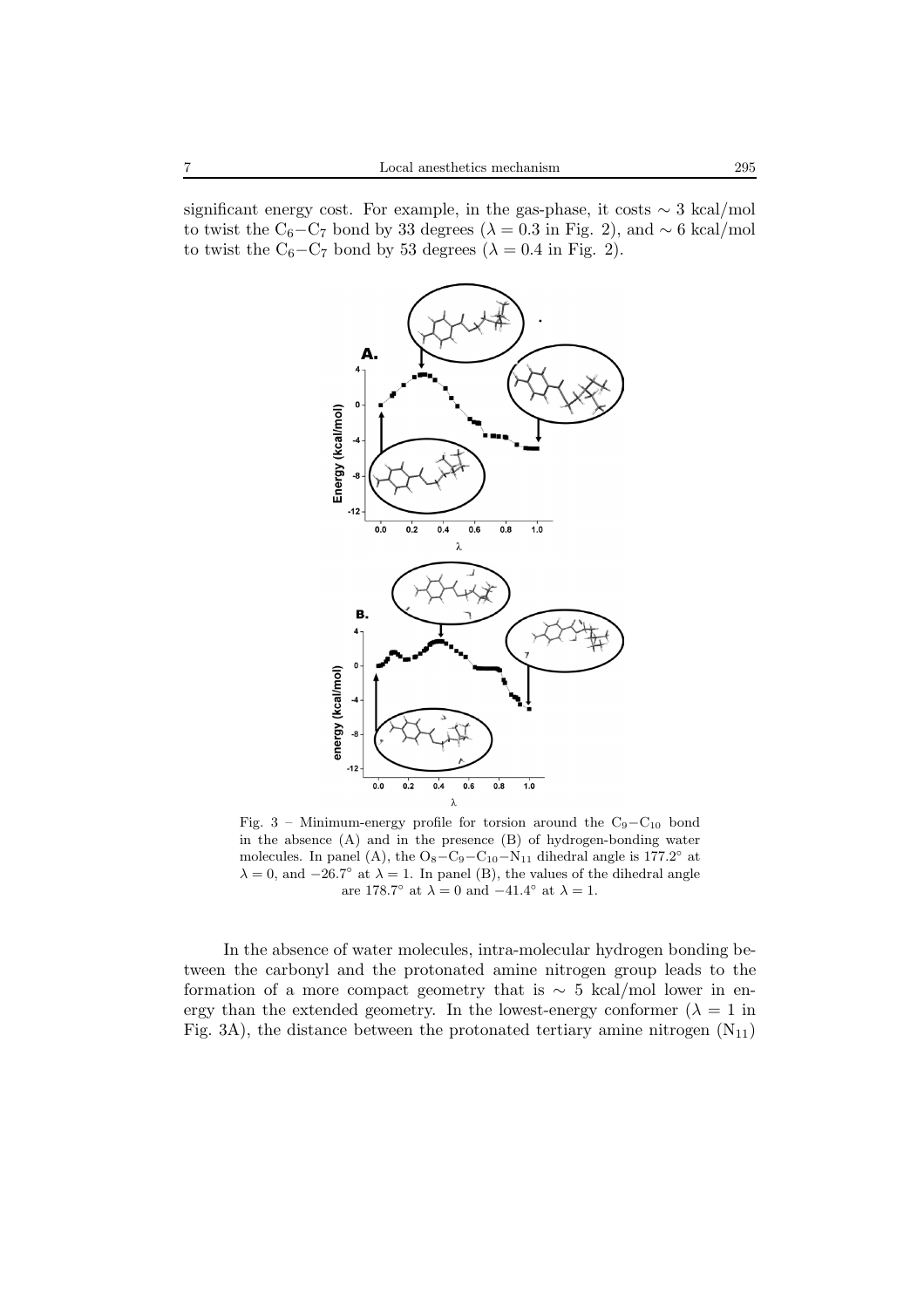significant energy cost. For example, in the gas-phase, it costs $\sim 3$ kcal/mol to twist the $C_6$$-$$C_7$ bond by 33 degrees ($\lambda = 0.3$ in Fig. 2), and $\sim 6$ kcal/mol to twist the $C_6$$-$$C_7$ bond by 53 degrees ($\lambda = 0.4$ in Fig. 2).

Fig. 3 – Minimum-energy profile for torsion around the $C_9$$-$$C_{10}$ bond in the absence (A) and in the presence (B) of hydrogen-bonding water molecules. In panel (A), the $O_8$$-$$C_9$$-$$C_{10}$$-$$N_{11}$ dihedral angle is 177.2° at $\lambda = 0$, and $-26.7°$ at $\lambda = 1$. In panel (B), the values of the dihedral angle are 178.7° at $\lambda = 0$ and $-41.4°$ at $\lambda = 1$.

In the absence of water molecules, intra-molecular hydrogen bonding between the carbonyl and the protonated amine nitrogen group leads to the formation of a more compact geometry that is $\sim 5$ kcal/mol lower in energy than the extended geometry. In the lowest-energy conformer ($\lambda = 1$ in Fig. 3A), the distance between the protonated tertiary amine nitrogen ($N_{11}$)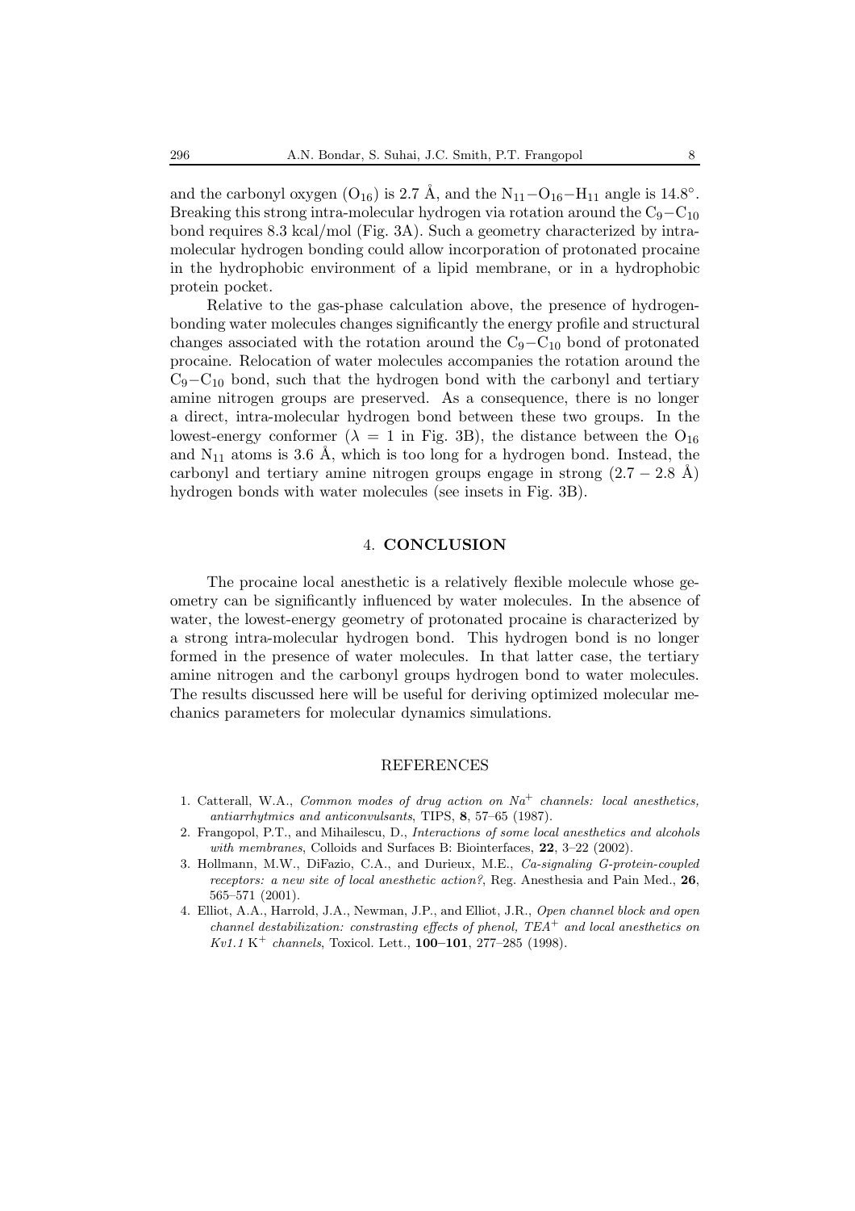and the carbonyl oxygen ($O_{16}$) is 2.7 Å, and the $N_{11}-O_{16}-H_{11}$ angle is 14.8°. Breaking this strong intra-molecular hydrogen via rotation around the $C_9-C_{10}$ bond requires 8.3 kcal/mol (Fig. 3A). Such a geometry characterized by intra-molecular hydrogen bonding could allow incorporation of protonated procaine in the hydrophobic environment of a lipid membrane, or in a hydrophobic protein pocket.

Relative to the gas-phase calculation above, the presence of hydrogen-bonding water molecules changes significantly the energy profile and structural changes associated with the rotation around the $C_9-C_{10}$ bond of protonated procaine. Relocation of water molecules accompanies the rotation around the $C_9-C_{10}$ bond, such that the hydrogen bond with the carbonyl and tertiary amine nitrogen groups are preserved. As a consequence, there is no longer a direct, intra-molecular hydrogen bond between these two groups. In the lowest-energy conformer ($\lambda = 1$ in Fig. 3B), the distance between the $O_{16}$ and $N_{11}$ atoms is 3.6 Å, which is too long for a hydrogen bond. Instead, the carbonyl and tertiary amine nitrogen groups engage in strong (2.7 – 2.8 Å) hydrogen bonds with water molecules (see insets in Fig. 3B).

## 4. CONCLUSION

The procaine local anesthetic is a relatively flexible molecule whose geometry can be significantly influenced by water molecules. In the absence of water, the lowest-energy geometry of protonated procaine is characterized by a strong intra-molecular hydrogen bond. This hydrogen bond is no longer formed in the presence of water molecules. In that latter case, the tertiary amine nitrogen and the carbonyl groups hydrogen bond to water molecules. The results discussed here will be useful for deriving optimized molecular mechanics parameters for molecular dynamics simulations.

## REFERENCES

1. Catterall, W.A., *Common modes of drug action on $Na^+$ channels: local anesthetics, antiarrhytmics and anticonvulsants*, TIPS, **8**, 57–65 (1987).
2. Frangopol, P.T., and Mihailescu, D., *Interactions of some local anesthetics and alcohols with membranes*, Colloids and Surfaces B: Biointerfaces, **22**, 3–22 (2002).
3. Hollmann, M.W., DiFazio, C.A., and Durieux, M.E., *Ca-signaling G-protein-coupled receptors: a new site of local anesthetic action?*, Reg. Anesthesia and Pain Med., **26**, 565–571 (2001).
4. Elliot, A.A., Harrold, J.A., Newman, J.P., and Elliot, J.R., *Open channel block and open channel destabilization: constrasting effects of phenol, $TEA^+$ and local anesthetics on Kv1.1 $K^+$ channels*, Toxicol. Lett., **100–101**, 277–285 (1998).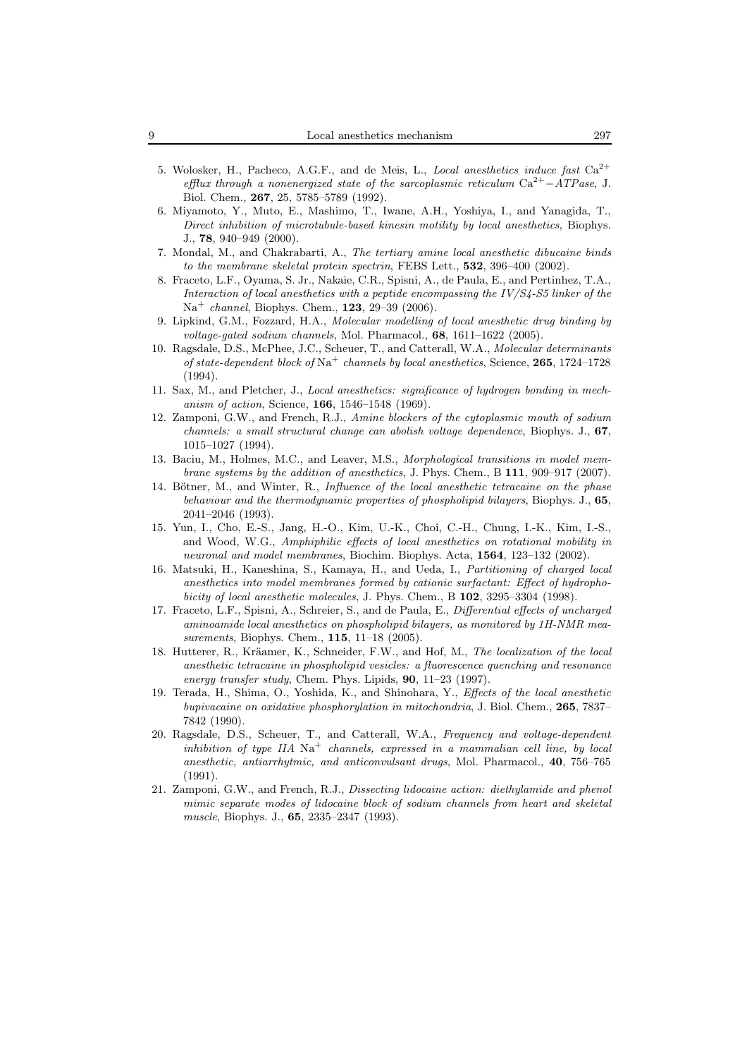5. Wolosker, H., Pacheco, A.G.F., and de Meis, L., *Local anesthetics induce fast* $Ca^{2+}$ *efflux through a nonenergized state of the sarcoplasmic reticulum* $Ca^{2+}-ATPase$, J. Biol. Chem., **267**, 25, 5785–5789 (1992).
6. Miyamoto, Y., Muto, E., Mashimo, T., Iwane, A.H., Yoshiya, I., and Yanagida, T., *Direct inhibition of microtubule-based kinesin motility by local anesthetics*, Biophys. J., **78**, 940–949 (2000).
7. Mondal, M., and Chakrabarti, A., *The tertiary amine local anesthetic dibucaine binds to the membrane skeletal protein spectrin*, FEBS Lett., **532**, 396–400 (2002).
8. Fraceto, L.F., Oyama, S. Jr., Nakaie, C.R., Spisni, A., de Paula, E., and Pertinhez, T.A., *Interaction of local anesthetics with a peptide encompassing the IV/S4-S5 linker of the* $Na^{+}$ *channel*, Biophys. Chem., **123**, 29–39 (2006).
9. Lipkind, G.M., Fozzard, H.A., *Molecular modelling of local anesthetic drug binding by voltage-gated sodium channels*, Mol. Pharmacol., **68**, 1611–1622 (2005).
10. Ragsdale, D.S., McPhee, J.C., Scheuer, T., and Catterall, W.A., *Molecular determinants of state-dependent block of* $Na^{+}$ *channels by local anesthetics*, Science, **265**, 1724–1728 (1994).
11. Sax, M., and Pletcher, J., *Local anesthetics: significance of hydrogen bonding in mechanism of action*, Science, **166**, 1546–1548 (1969).
12. Zamponi, G.W., and French, R.J., *Amine blockers of the cytoplasmic mouth of sodium channels: a small structural change can abolish voltage dependence*, Biophys. J., **67**, 1015–1027 (1994).
13. Baciu, M., Holmes, M.C., and Leaver, M.S., *Morphological transitions in model membrane systems by the addition of anesthetics*, J. Phys. Chem., B **111**, 909–917 (2007).
14. Bötner, M., and Winter, R., *Influence of the local anesthetic tetracaine on the phase behaviour and the thermodynamic properties of phospholipid bilayers*, Biophys. J., **65**, 2041–2046 (1993).
15. Yun, I., Cho, E.-S., Jang, H.-O., Kim, U.-K., Choi, C.-H., Chung, I.-K., Kim, I.-S., and Wood, W.G., *Amphiphilic effects of local anesthetics on rotational mobility in neuronal and model membranes*, Biochim. Biophys. Acta, **1564**, 123–132 (2002).
16. Matsuki, H., Kaneshina, S., Kamaya, H., and Ueda, I., *Partitioning of charged local anesthetics into model membranes formed by cationic surfactant: Effect of hydrophobicity of local anesthetic molecules*, J. Phys. Chem., B **102**, 3295–3304 (1998).
17. Fraceto, L.F., Spisni, A., Schreier, S., and de Paula, E., *Differential effects of uncharged aminoamide local anesthetics on phospholipid bilayers, as monitored by 1H-NMR measurements*, Biophys. Chem., **115**, 11–18 (2005).
18. Hutterer, R., Kräamer, K., Schneider, F.W., and Hof, M., *The localization of the local anesthetic tetracaine in phospholipid vesicles: a fluorescence quenching and resonance energy transfer study*, Chem. Phys. Lipids, **90**, 11–23 (1997).
19. Terada, H., Shima, O., Yoshida, K., and Shinohara, Y., *Effects of the local anesthetic bupivacaine on oxidative phosphorylation in mitochondria*, J. Biol. Chem., **265**, 7837–7842 (1990).
20. Ragsdale, D.S., Scheuer, T., and Catterall, W.A., *Frequency and voltage-dependent inhibition of type IIA* $Na^{+}$ *channels, expressed in a mammalian cell line, by local anesthetic, antiarrhytmic, and anticonvulsant drugs*, Mol. Pharmacol., **40**, 756–765 (1991).
21. Zamponi, G.W., and French, R.J., *Dissecting lidocaine action: diethylamide and phenol mimic separate modes of lidocaine block of sodium channels from heart and skeletal muscle*, Biophys. J., **65**, 2335–2347 (1993).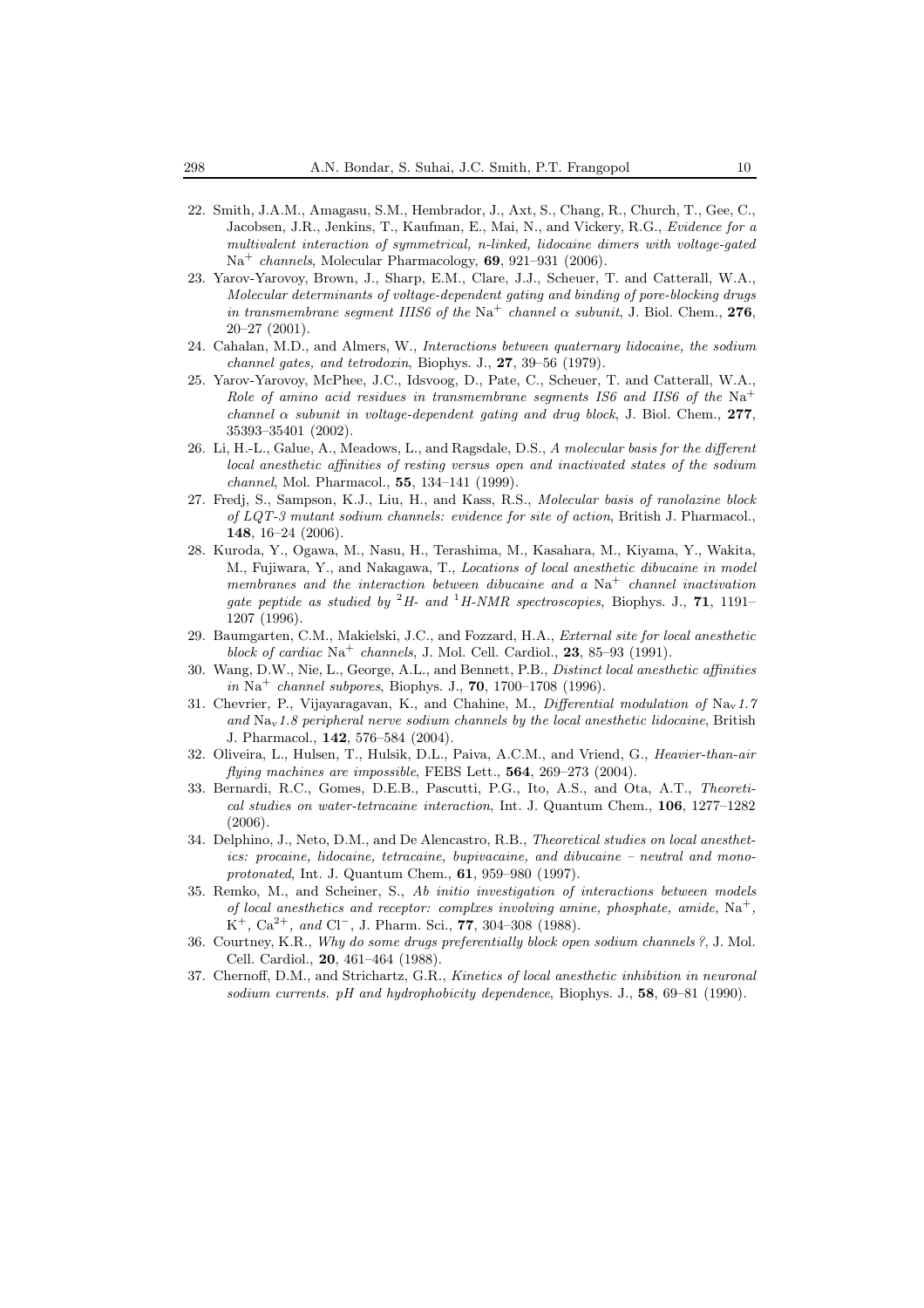22. Smith, J.A.M., Amagasu, S.M., Hembrador, J., Axt, S., Chang, R., Church, T., Gee, C., Jacobsen, J.R., Jenkins, T., Kaufman, E., Mai, N., and Vickery, R.G., *Evidence for a multivalent interaction of symmetrical, n-linked, lidocaine dimers with voltage-gated* $Na^+$ *channels*, Molecular Pharmacology, **69**, 921–931 (2006).
23. Yarov-Yarovoy, Brown, J., Sharp, E.M., Clare, J.J., Scheuer, T. and Catterall, W.A., *Molecular determinants of voltage-dependent gating and binding of pore-blocking drugs in transmembrane segment IIIS6 of the* $Na^+$ *channel* $\alpha$ *subunit*, J. Biol. Chem., **276**, 20–27 (2001).
24. Cahalan, M.D., and Almers, W., *Interactions between quaternary lidocaine, the sodium channel gates, and tetrodoxin*, Biophys. J., **27**, 39–56 (1979).
25. Yarov-Yarovoy, McPhee, J.C., Idsvoog, D., Pate, C., Scheuer, T. and Catterall, W.A., *Role of amino acid residues in transmembrane segments IS6 and IIS6 of the* $Na^+$ *channel* $\alpha$ *subunit in voltage-dependent gating and drug block*, J. Biol. Chem., **277**, 35393–35401 (2002).
26. Li, H.-L., Galue, A., Meadows, L., and Ragsdale, D.S., *A molecular basis for the different local anesthetic affinities of resting versus open and inactivated states of the sodium channel*, Mol. Pharmacol., **55**, 134–141 (1999).
27. Fredj, S., Sampson, K.J., Liu, H., and Kass, R.S., *Molecular basis of ranolazine block of LQT-3 mutant sodium channels: evidence for site of action*, British J. Pharmacol., **148**, 16–24 (2006).
28. Kuroda, Y., Ogawa, M., Nasu, H., Terashima, M., Kasahara, M., Kiyama, Y., Wakita, M., Fujiwara, Y., and Nakagawa, T., *Locations of local anesthetic dibucaine in model membranes and the interaction between dibucaine and a* $Na^+$ *channel inactivation gate peptide as studied by* $^2H$*- and* $^1H$*-NMR spectroscopies*, Biophys. J., **71**, 1191–1207 (1996).
29. Baumgarten, C.M., Makielski, J.C., and Fozzard, H.A., *External site for local anesthetic block of cardiac* $Na^+$ *channels*, J. Mol. Cell. Cardiol., **23**, 85–93 (1991).
30. Wang, D.W., Nie, L., George, A.L., and Bennett, P.B., *Distinct local anesthetic affinities in* $Na^+$ *channel subpores*, Biophys. J., **70**, 1700–1708 (1996).
31. Chevrier, P., Vijayaragavan, K., and Chahine, M., *Differential modulation of* $Na_v$*1.7 and* $Na_v$*1.8 peripheral nerve sodium channels by the local anesthetic lidocaine*, British J. Pharmacol., **142**, 576–584 (2004).
32. Oliveira, L., Hulsen, T., Hulsik, D.L., Paiva, A.C.M., and Vriend, G., *Heavier-than-air flying machines are impossible*, FEBS Lett., **564**, 269–273 (2004).
33. Bernardi, R.C., Gomes, D.E.B., Pascutti, P.G., Ito, A.S., and Ota, A.T., *Theoretical studies on water-tetracaine interaction*, Int. J. Quantum Chem., **106**, 1277–1282 (2006).
34. Delphino, J., Neto, D.M., and De Alencastro, R.B., *Theoretical studies on local anesthetics: procaine, lidocaine, tetracaine, bupivacaine, and dibucaine – neutral and monoprotonated*, Int. J. Quantum Chem., **61**, 959–980 (1997).
35. Remko, M., and Scheiner, S., *Ab initio investigation of interactions between models of local anesthetics and receptor: complxes involving amine, phosphate, amide,* $Na^+$*,* $K^+$*,* $Ca^{2+}$*, and* $Cl^-$, J. Pharm. Sci., **77**, 304–308 (1988).
36. Courtney, K.R., *Why do some drugs preferentially block open sodium channels ?*, J. Mol. Cell. Cardiol., **20**, 461–464 (1988).
37. Chernoff, D.M., and Strichartz, G.R., *Kinetics of local anesthetic inhibition in neuronal sodium currents. pH and hydrophobicity dependence*, Biophys. J., **58**, 69–81 (1990).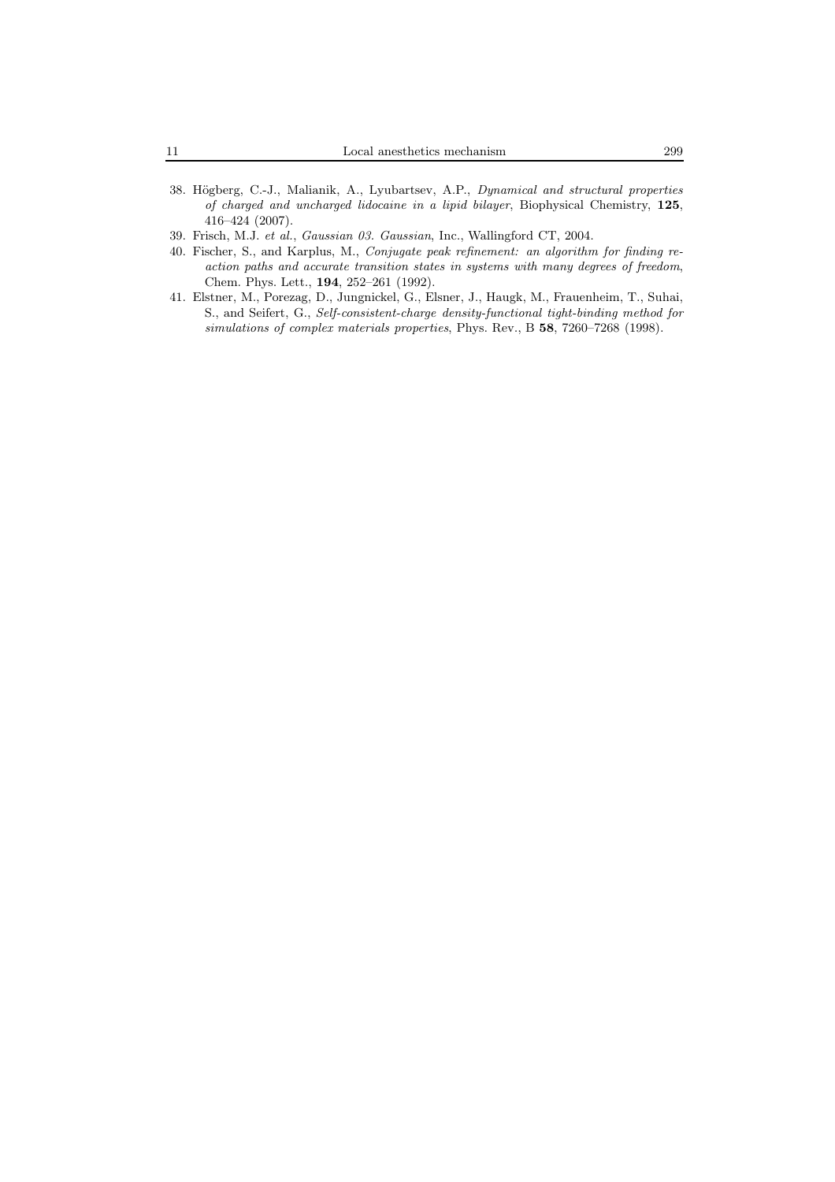38. Högberg, C.-J., Malianik, A., Lyubartsev, A.P., *Dynamical and structural properties of charged and uncharged lidocaine in a lipid bilayer*, Biophysical Chemistry, **125**, 416–424 (2007).
39. Frisch, M.J. *et al.*, *Gaussian 03. Gaussian*, Inc., Wallingford CT, 2004.
40. Fischer, S., and Karplus, M., *Conjugate peak refinement: an algorithm for finding reaction paths and accurate transition states in systems with many degrees of freedom*, Chem. Phys. Lett., **194**, 252–261 (1992).
41. Elstner, M., Porezag, D., Jungnickel, G., Elsner, J., Haugk, M., Frauenheim, T., Suhai, S., and Seifert, G., *Self-consistent-charge density-functional tight-binding method for simulations of complex materials properties*, Phys. Rev., B **58**, 7260–7268 (1998).